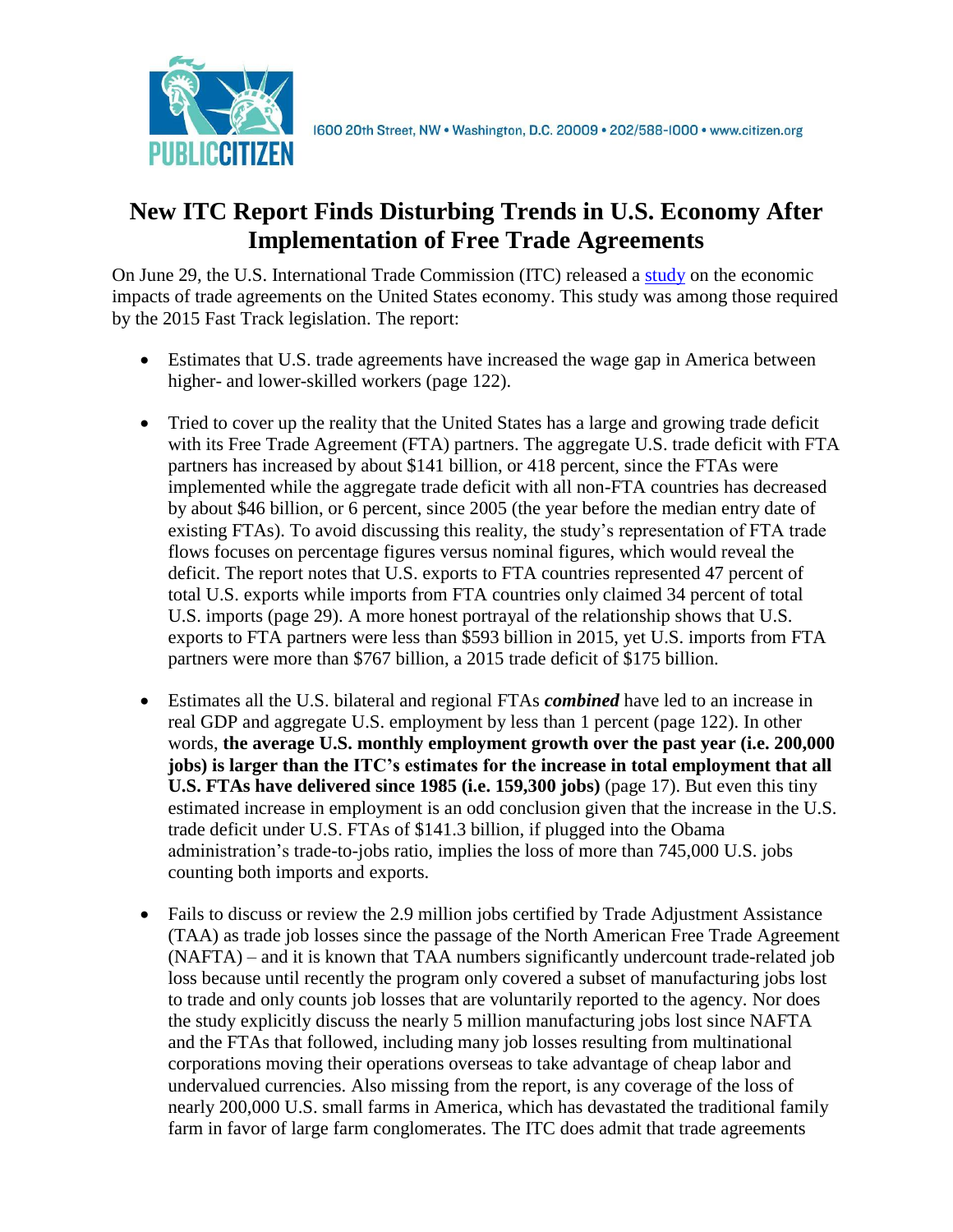1600 20th Street, NW • Washington, D.C. 20009 • 202/588-1000 • www.citizen.org

# New ITC Report Finds Disturbing Trends in U.S. Economy After Implementation of Free Trade Agreements

On June 29, the U.S. International Trade Commission (ITC) released a study on the economic impacts of trade agreements on the United States economy. This study was among those required by the 2015 Fast Track legislation. The report:

- Estimates that U.S. trade agreements have increased the wage gap in America between higher- and lower-skilled workers (page 122).

- Tried to cover up the reality that the United States has a large and growing trade deficit with its Free Trade Agreement (FTA) partners. The aggregate U.S. trade deficit with FTA partners has increased by about $141 billion, or 418 percent, since the FTAs were implemented while the aggregate trade deficit with all non-FTA countries has decreased by about $46 billion, or 6 percent, since 2005 (the year before the median entry date of existing FTAs). To avoid discussing this reality, the study's representation of FTA trade flows focuses on percentage figures versus nominal figures, which would reveal the deficit. The report notes that U.S. exports to FTA countries represented 47 percent of total U.S. exports while imports from FTA countries only claimed 34 percent of total U.S. imports (page 29). A more honest portrayal of the relationship shows that U.S. exports to FTA partners were less than $593 billion in 2015, yet U.S. imports from FTA partners were more than $767 billion, a 2015 trade deficit of $175 billion.

- Estimates all the U.S. bilateral and regional FTAs ***combined*** have led to an increase in real GDP and aggregate U.S. employment by less than 1 percent (page 122). In other words, **the average U.S. monthly employment growth over the past year (i.e. 200,000 jobs) is larger than the ITC's estimates for the increase in total employment that all U.S. FTAs have delivered since 1985 (i.e. 159,300 jobs)** (page 17). But even this tiny estimated increase in employment is an odd conclusion given that the increase in the U.S. trade deficit under U.S. FTAs of $141.3 billion, if plugged into the Obama administration's trade-to-jobs ratio, implies the loss of more than 745,000 U.S. jobs counting both imports and exports.

- Fails to discuss or review the 2.9 million jobs certified by Trade Adjustment Assistance (TAA) as trade job losses since the passage of the North American Free Trade Agreement (NAFTA) – and it is known that TAA numbers significantly undercount trade-related job loss because until recently the program only covered a subset of manufacturing jobs lost to trade and only counts job losses that are voluntarily reported to the agency. Nor does the study explicitly discuss the nearly 5 million manufacturing jobs lost since NAFTA and the FTAs that followed, including many job losses resulting from multinational corporations moving their operations overseas to take advantage of cheap labor and undervalued currencies. Also missing from the report, is any coverage of the loss of nearly 200,000 U.S. small farms in America, which has devastated the traditional family farm in favor of large farm conglomerates. The ITC does admit that trade agreements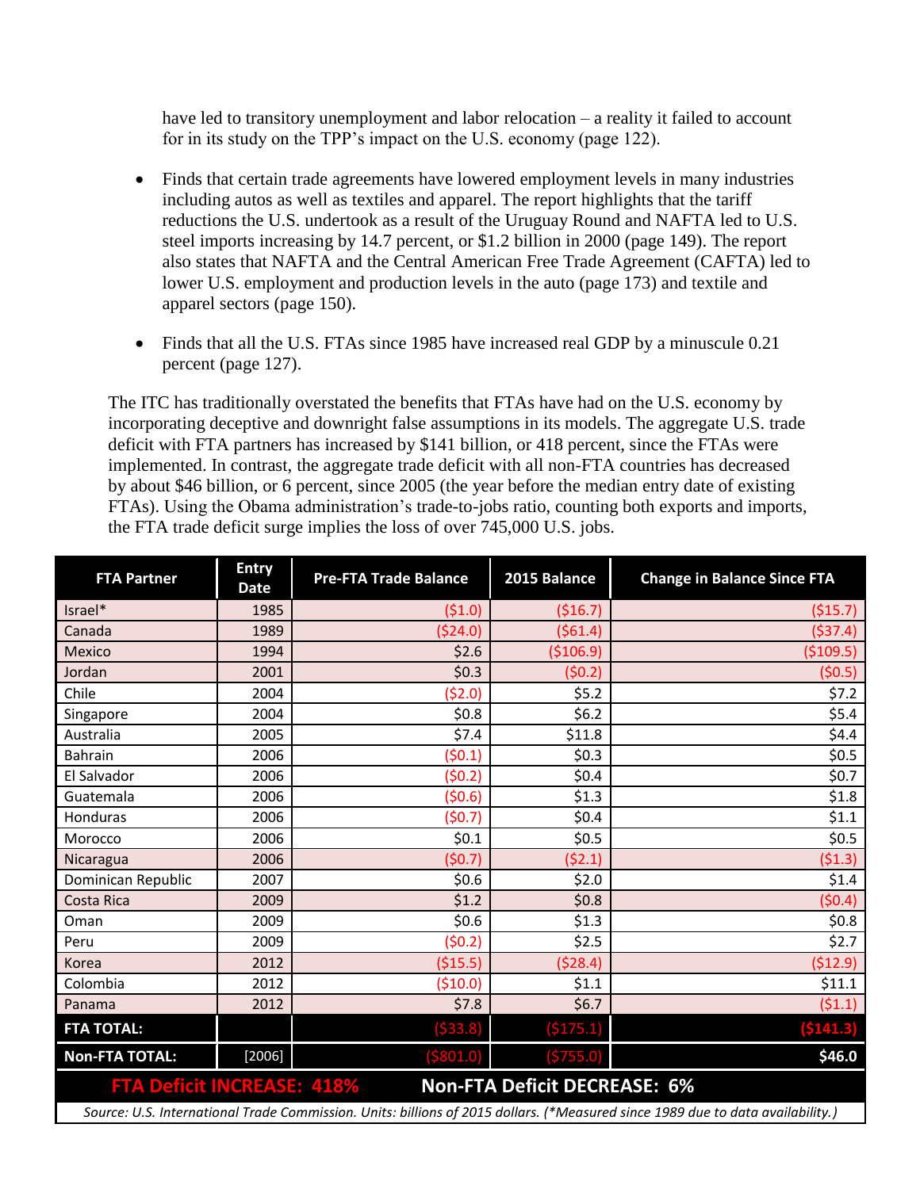have led to transitory unemployment and labor relocation – a reality it failed to account for in its study on the TPP's impact on the U.S. economy (page 122).

- Finds that certain trade agreements have lowered employment levels in many industries including autos as well as textiles and apparel. The report highlights that the tariff reductions the U.S. undertook as a result of the Uruguay Round and NAFTA led to U.S. steel imports increasing by 14.7 percent, or $1.2 billion in 2000 (page 149). The report also states that NAFTA and the Central American Free Trade Agreement (CAFTA) led to lower U.S. employment and production levels in the auto (page 173) and textile and apparel sectors (page 150).

- Finds that all the U.S. FTAs since 1985 have increased real GDP by a minuscule 0.21 percent (page 127).

The ITC has traditionally overstated the benefits that FTAs have had on the U.S. economy by incorporating deceptive and downright false assumptions in its models. The aggregate U.S. trade deficit with FTA partners has increased by $141 billion, or 418 percent, since the FTAs were implemented. In contrast, the aggregate trade deficit with all non-FTA countries has decreased by about $46 billion, or 6 percent, since 2005 (the year before the median entry date of existing FTAs). Using the Obama administration's trade-to-jobs ratio, counting both exports and imports, the FTA trade deficit surge implies the loss of over 745,000 U.S. jobs.

| FTA Partner | Entry Date | Pre-FTA Trade Balance | 2015 Balance | Change in Balance Since FTA |
|---|---|---|---|---|
| Israel* | 1985 | ($1.0) | ($16.7) | ($15.7) |
| Canada | 1989 | ($24.0) | ($61.4) | ($37.4) |
| Mexico | 1994 | $2.6 | ($106.9) | ($109.5) |
| Jordan | 2001 | $0.3 | ($0.2) | ($0.5) |
| Chile | 2004 | ($2.0) | $5.2 | $7.2 |
| Singapore | 2004 | $0.8 | $6.2 | $5.4 |
| Australia | 2005 | $7.4 | $11.8 | $4.4 |
| Bahrain | 2006 | ($0.1) | $0.3 | $0.5 |
| El Salvador | 2006 | ($0.2) | $0.4 | $0.7 |
| Guatemala | 2006 | ($0.6) | $1.3 | $1.8 |
| Honduras | 2006 | ($0.7) | $0.4 | $1.1 |
| Morocco | 2006 | $0.1 | $0.5 | $0.5 |
| Nicaragua | 2006 | ($0.7) | ($2.1) | ($1.3) |
| Dominican Republic | 2007 | $0.6 | $2.0 | $1.4 |
| Costa Rica | 2009 | $1.2 | $0.8 | ($0.4) |
| Oman | 2009 | $0.6 | $1.3 | $0.8 |
| Peru | 2009 | ($0.2) | $2.5 | $2.7 |
| Korea | 2012 | ($15.5) | ($28.4) | ($12.9) |
| Colombia | 2012 | ($10.0) | $1.1 | $11.1 |
| Panama | 2012 | $7.8 | $6.7 | ($1.1) |
| **FTA TOTAL:** | | ($33.8) | ($175.1) | ($141.3) |
| **Non-FTA TOTAL:** | [2006] | ($801.0) | ($755.0) | $46.0 |

**FTA Deficit INCREASE: 418%** **Non-FTA Deficit DECREASE: 6%**

*Source: U.S. International Trade Commission. Units: billions of 2015 dollars. (*Measured since 1989 due to data availability.)*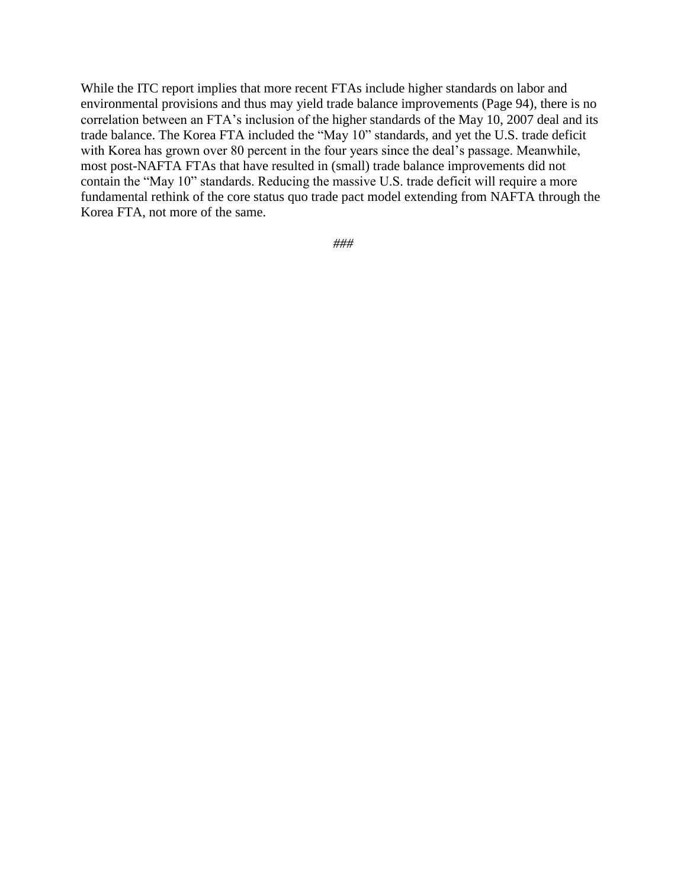While the ITC report implies that more recent FTAs include higher standards on labor and environmental provisions and thus may yield trade balance improvements (Page 94), there is no correlation between an FTA's inclusion of the higher standards of the May 10, 2007 deal and its trade balance. The Korea FTA included the "May 10" standards, and yet the U.S. trade deficit with Korea has grown over 80 percent in the four years since the deal's passage. Meanwhile, most post-NAFTA FTAs that have resulted in (small) trade balance improvements did not contain the "May 10" standards. Reducing the massive U.S. trade deficit will require a more fundamental rethink of the core status quo trade pact model extending from NAFTA through the Korea FTA, not more of the same.

###